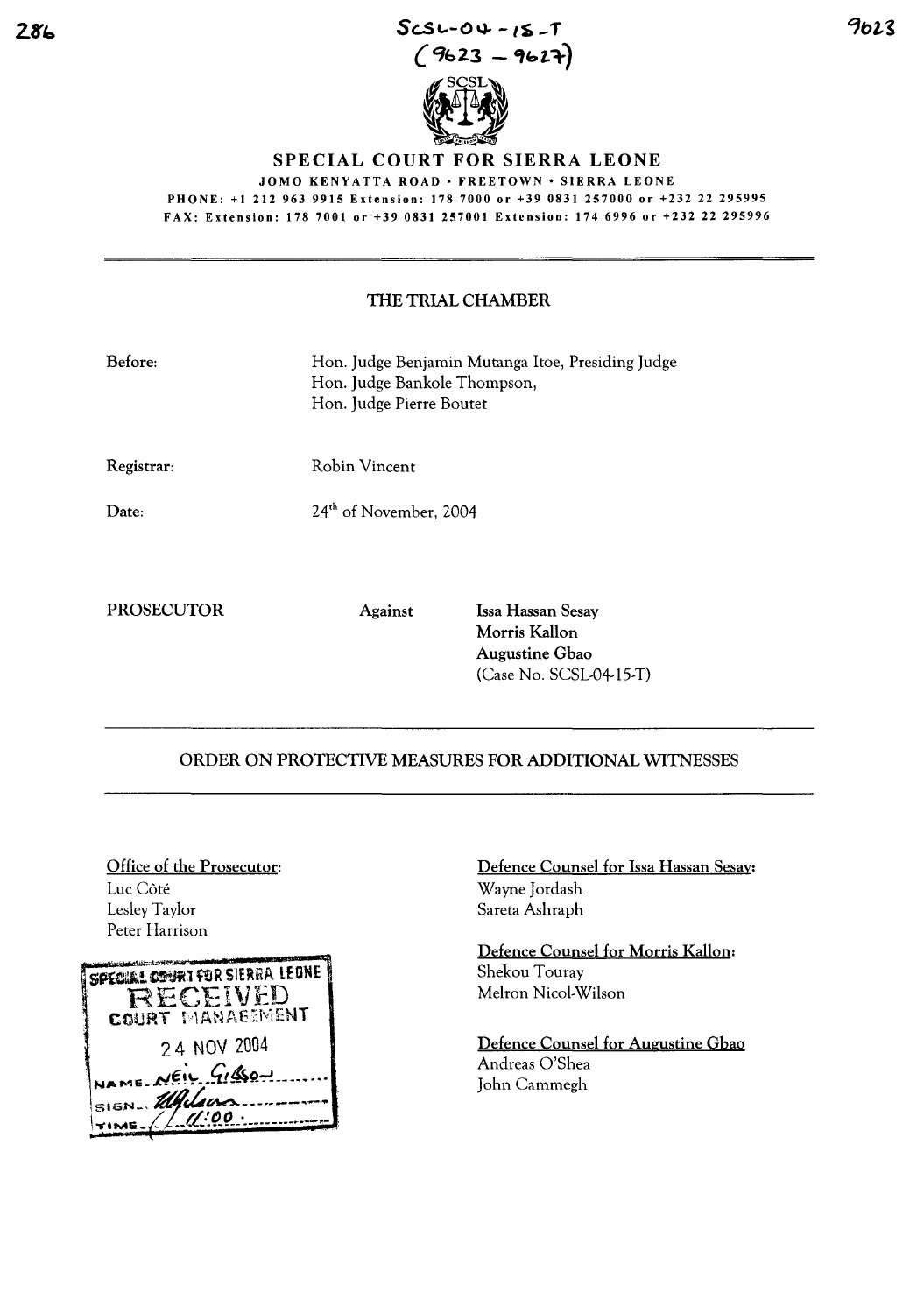SCSL-04-15-T
(9623 – 9627)

# SPECIAL COURT FOR SIERRA LEONE

JOMO KENYATTA ROAD • FREETOWN • SIERRA LEONE

PHONE: +1 212 963 9915 Extension: 178 7000 or +39 0831 257000 or +232 22 295995

FAX: Extension: 178 7001 or +39 0831 257001 Extension: 174 6996 or +232 22 295996

## THE TRIAL CHAMBER

**Before:** Hon. Judge Benjamin Mutanga Itoe, Presiding Judge
Hon. Judge Bankole Thompson,
Hon. Judge Pierre Boutet

**Registrar:** Robin Vincent

**Date:** 24th of November, 2004

**PROSECUTOR** **Against** **Issa Hassan Sesay**
**Morris Kallon**
**Augustine Gbao**
(Case No. SCSL-04-15-T)

## ORDER ON PROTECTIVE MEASURES FOR ADDITIONAL WITNESSES

**Office of the Prosecutor:**
Luc Côté
Lesley Taylor
Peter Harrison

**Defence Counsel for Issa Hassan Sesay:**
Wayne Jordash
Sareta Ashraph

**Defence Counsel for Morris Kallon:**
Shekou Touray
Melron Nicol-Wilson

**Defence Counsel for Augustine Gbao**
Andreas O'Shea
John Cammegh

SPECIAL COURT FOR SIERRA LEONE
RECEIVED
COURT MANAGEMENT
24 NOV 2004
NAME: NEIL GIBSON
SIGN: [signature]
TIME: 11:00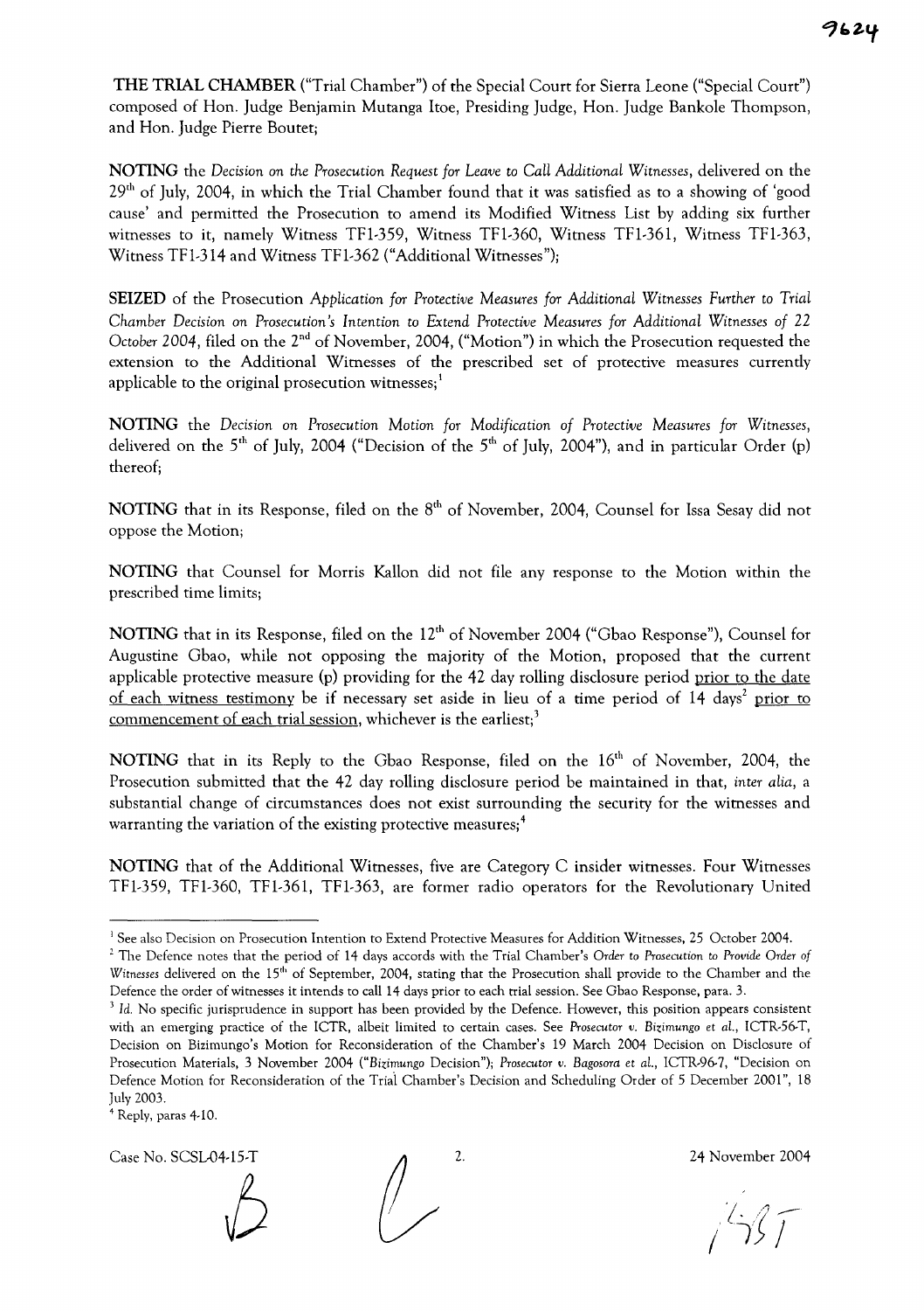**THE TRIAL CHAMBER** ("Trial Chamber") of the Special Court for Sierra Leone ("Special Court") composed of Hon. Judge Benjamin Mutanga Itoe, Presiding Judge, Hon. Judge Bankole Thompson, and Hon. Judge Pierre Boutet;

**NOTING** the *Decision on the Prosecution Request for Leave to Call Additional Witnesses*, delivered on the 29th of July, 2004, in which the Trial Chamber found that it was satisfied as to a showing of 'good cause' and permitted the Prosecution to amend its Modified Witness List by adding six further witnesses to it, namely Witness TF1-359, Witness TF1-360, Witness TF1-361, Witness TF1-363, Witness TF1-314 and Witness TF1-362 ("Additional Witnesses");

**SEIZED** of the Prosecution *Application for Protective Measures for Additional Witnesses Further to Trial Chamber Decision on Prosecution's Intention to Extend Protective Measures for Additional Witnesses of 22 October 2004*, filed on the 2nd of November, 2004, ("Motion") in which the Prosecution requested the extension to the Additional Witnesses of the prescribed set of protective measures currently applicable to the original prosecution witnesses;[1]

**NOTING** the *Decision on Prosecution Motion for Modification of Protective Measures for Witnesses*, delivered on the 5th of July, 2004 ("Decision of the 5th of July, 2004"), and in particular Order (p) thereof;

**NOTING** that in its Response, filed on the 8th of November, 2004, Counsel for Issa Sesay did not oppose the Motion;

**NOTING** that Counsel for Morris Kallon did not file any response to the Motion within the prescribed time limits;

**NOTING** that in its Response, filed on the 12th of November 2004 ("Gbao Response"), Counsel for Augustine Gbao, while not opposing the majority of the Motion, proposed that the current applicable protective measure (p) providing for the 42 day rolling disclosure period prior to the date of each witness testimony be if necessary set aside in lieu of a time period of 14 days[2] prior to commencement of each trial session, whichever is the earliest;[3]

**NOTING** that in its Reply to the Gbao Response, filed on the 16th of November, 2004, the Prosecution submitted that the 42 day rolling disclosure period be maintained in that, *inter alia*, a substantial change of circumstances does not exist surrounding the security for the witnesses and warranting the variation of the existing protective measures;[4]

**NOTING** that of the Additional Witnesses, five are Category C insider witnesses. Four Witnesses TF1-359, TF1-360, TF1-361, TF1-363, are former radio operators for the Revolutionary United

---

[1] See also Decision on Prosecution Intention to Extend Protective Measures for Addition Witnesses, 25 October 2004.

[2] The Defence notes that the period of 14 days accords with the Trial Chamber's *Order to Prosecution to Provide Order of Witnesses* delivered on the 15th of September, 2004, stating that the Prosecution shall provide to the Chamber and the Defence the order of witnesses it intends to call 14 days prior to each trial session. See Gbao Response, para. 3.

[3] *Id.* No specific jurisprudence in support has been provided by the Defence. However, this position appears consistent with an emerging practice of the ICTR, albeit limited to certain cases. See *Prosecutor v. Bizimungo et al.*, ICTR-56-T, Decision on Bizimungo's Motion for Reconsideration of the Chamber's 19 March 2004 Decision on Disclosure of Prosecution Materials, 3 November 2004 ("*Bizimungo* Decision"); *Prosecutor v. Bagosora et al.*, ICTR-96-7, "Decision on Defence Motion for Reconsideration of the Trial Chamber's Decision and Scheduling Order of 5 December 2001", 18 July 2003.

[4] Reply, paras 4-10.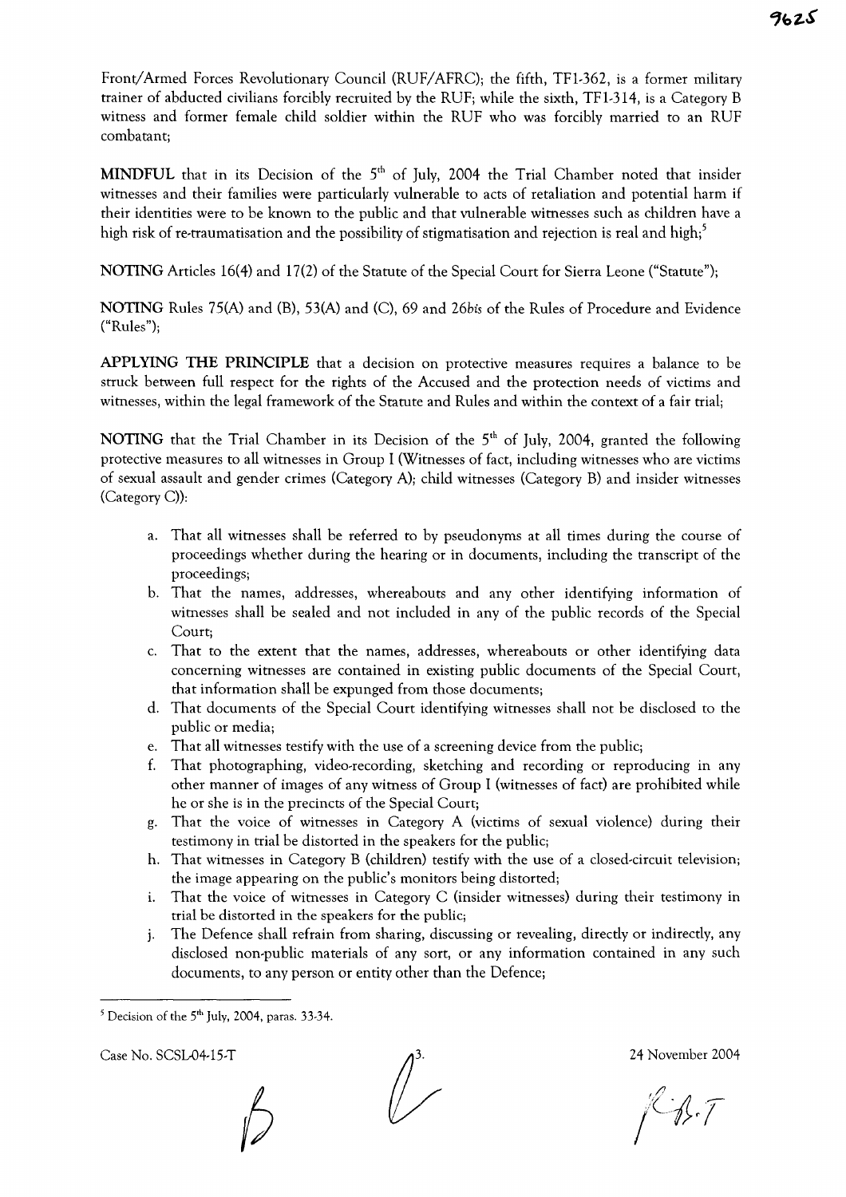Front/Armed Forces Revolutionary Council (RUF/AFRC); the fifth, TF1-362, is a former military trainer of abducted civilians forcibly recruited by the RUF; while the sixth, TF1-314, is a Category B witness and former female child soldier within the RUF who was forcibly married to an RUF combatant;

**MINDFUL** that in its Decision of the 5th of July, 2004 the Trial Chamber noted that insider witnesses and their families were particularly vulnerable to acts of retaliation and potential harm if their identities were to be known to the public and that vulnerable witnesses such as children have a high risk of re-traumatisation and the possibility of stigmatisation and rejection is real and high;[5]

**NOTING** Articles 16(4) and 17(2) of the Statute of the Special Court for Sierra Leone ("Statute");

**NOTING** Rules 75(A) and (B), 53(A) and (C), 69 and 26*bis* of the Rules of Procedure and Evidence ("Rules");

**APPLYING THE PRINCIPLE** that a decision on protective measures requires a balance to be struck between full respect for the rights of the Accused and the protection needs of victims and witnesses, within the legal framework of the Statute and Rules and within the context of a fair trial;

**NOTING** that the Trial Chamber in its Decision of the 5th of July, 2004, granted the following protective measures to all witnesses in Group I (Witnesses of fact, including witnesses who are victims of sexual assault and gender crimes (Category A); child witnesses (Category B) and insider witnesses (Category C)):

a. That all witnesses shall be referred to by pseudonyms at all times during the course of proceedings whether during the hearing or in documents, including the transcript of the proceedings;
b. That the names, addresses, whereabouts and any other identifying information of witnesses shall be sealed and not included in any of the public records of the Special Court;
c. That to the extent that the names, addresses, whereabouts or other identifying data concerning witnesses are contained in existing public documents of the Special Court, that information shall be expunged from those documents;
d. That documents of the Special Court identifying witnesses shall not be disclosed to the public or media;
e. That all witnesses testify with the use of a screening device from the public;
f. That photographing, video-recording, sketching and recording or reproducing in any other manner of images of any witness of Group I (witnesses of fact) are prohibited while he or she is in the precincts of the Special Court;
g. That the voice of witnesses in Category A (victims of sexual violence) during their testimony in trial be distorted in the speakers for the public;
h. That witnesses in Category B (children) testify with the use of a closed-circuit television; the image appearing on the public's monitors being distorted;
i. That the voice of witnesses in Category C (insider witnesses) during their testimony in trial be distorted in the speakers for the public;
j. The Defence shall refrain from sharing, discussing or revealing, directly or indirectly, any disclosed non-public materials of any sort, or any information contained in any such documents, to any person or entity other than the Defence;

---

[5] Decision of the 5th July, 2004, paras. 33-34.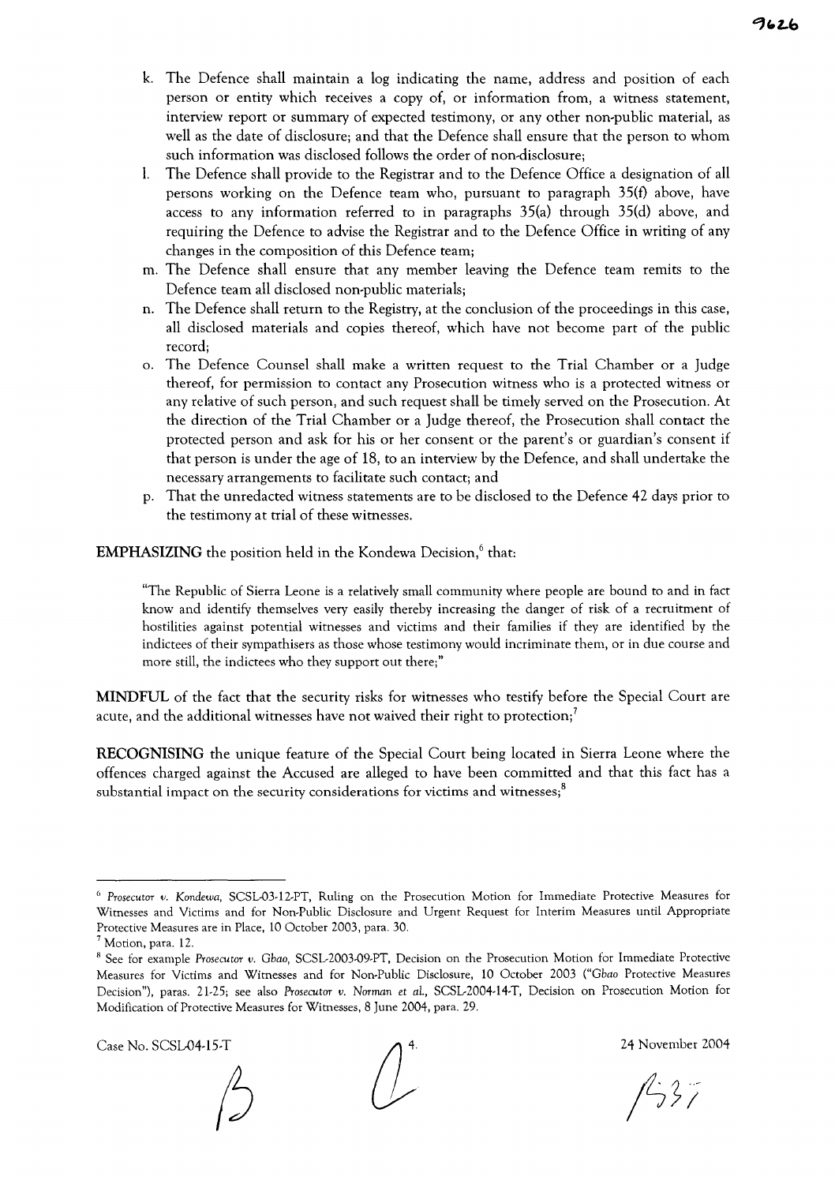k. The Defence shall maintain a log indicating the name, address and position of each person or entity which receives a copy of, or information from, a witness statement, interview report or summary of expected testimony, or any other non-public material, as well as the date of disclosure; and that the Defence shall ensure that the person to whom such information was disclosed follows the order of non-disclosure;

l. The Defence shall provide to the Registrar and to the Defence Office a designation of all persons working on the Defence team who, pursuant to paragraph 35(f) above, have access to any information referred to in paragraphs 35(a) through 35(d) above, and requiring the Defence to advise the Registrar and to the Defence Office in writing of any changes in the composition of this Defence team;

m. The Defence shall ensure that any member leaving the Defence team remits to the Defence team all disclosed non-public materials;

n. The Defence shall return to the Registry, at the conclusion of the proceedings in this case, all disclosed materials and copies thereof, which have not become part of the public record;

o. The Defence Counsel shall make a written request to the Trial Chamber or a Judge thereof, for permission to contact any Prosecution witness who is a protected witness or any relative of such person, and such request shall be timely served on the Prosecution. At the direction of the Trial Chamber or a Judge thereof, the Prosecution shall contact the protected person and ask for his or her consent or the parent's or guardian's consent if that person is under the age of 18, to an interview by the Defence, and shall undertake the necessary arrangements to facilitate such contact; and

p. That the unredacted witness statements are to be disclosed to the Defence 42 days prior to the testimony at trial of these witnesses.

**EMPHASIZING** the position held in the Kondewa Decision,[6] that:

> "The Republic of Sierra Leone is a relatively small community where people are bound to and in fact know and identify themselves very easily thereby increasing the danger of risk of a recruitment of hostilities against potential witnesses and victims and their families if they are identified by the indictees of their sympathisers as those whose testimony would incriminate them, or in due course and more still, the indictees who they support out there;"

**MINDFUL** of the fact that the security risks for witnesses who testify before the Special Court are acute, and the additional witnesses have not waived their right to protection;[7]

**RECOGNISING** the unique feature of the Special Court being located in Sierra Leone where the offences charged against the Accused are alleged to have been committed and that this fact has a substantial impact on the security considerations for victims and witnesses;[8]

---

[6] *Prosecutor v. Kondewa*, SCSL-03-12-PT, Ruling on the Prosecution Motion for Immediate Protective Measures for Witnesses and Victims and for Non-Public Disclosure and Urgent Request for Interim Measures until Appropriate Protective Measures are in Place, 10 October 2003, para. 30.

[7] Motion, para. 12.

[8] See for example *Prosecutor v. Gbao*, SCSL-2003-09-PT, Decision on the Prosecution Motion for Immediate Protective Measures for Victims and Witnesses and for Non-Public Disclosure, 10 October 2003 ("*Gbao* Protective Measures Decision"), paras. 21-25; see also *Prosecutor v. Norman et al.*, SCSL-2004-14-T, Decision on Prosecution Motion for Modification of Protective Measures for Witnesses, 8 June 2004, para. 29.

Case No. SCSL-04-15-T 24 November 2004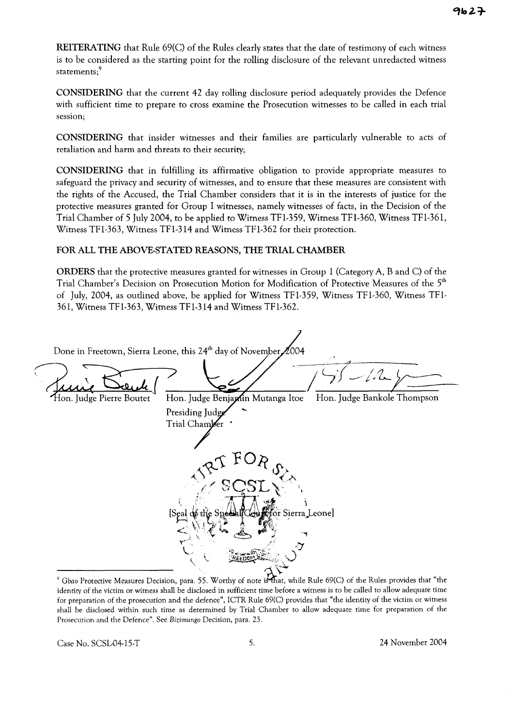**REITERATING** that Rule 69(C) of the Rules clearly states that the date of testimony of each witness is to be considered as the starting point for the rolling disclosure of the relevant unredacted witness statements;[9]

**CONSIDERING** that the current 42 day rolling disclosure period adequately provides the Defence with sufficient time to prepare to cross examine the Prosecution witnesses to be called in each trial session;

**CONSIDERING** that insider witnesses and their families are particularly vulnerable to acts of retaliation and harm and threats to their security;

**CONSIDERING** that in fulfilling its affirmative obligation to provide appropriate measures to safeguard the privacy and security of witnesses, and to ensure that these measures are consistent with the rights of the Accused, the Trial Chamber considers that it is in the interests of justice for the protective measures granted for Group I witnesses, namely witnesses of facts, in the Decision of the Trial Chamber of 5 July 2004, to be applied to Witness TF1-359, Witness TF1-360, Witness TF1-361, Witness TF1-363, Witness TF1-314 and Witness TF1-362 for their protection.

**FOR ALL THE ABOVE-STATED REASONS, THE TRIAL CHAMBER**

**ORDERS** that the protective measures granted for witnesses in Group 1 (Category A, B and C) of the Trial Chamber's Decision on Prosecution Motion for Modification of Protective Measures of the 5th of July, 2004, as outlined above, be applied for Witness TF1-359, Witness TF1-360, Witness TF1-361, Witness TF1-363, Witness TF1-314 and Witness TF1-362.

Done in Freetown, Sierra Leone, this 24th day of November 2004

| | | |
|---|---|---|
| Hon. Judge Pierre Boutet | Hon. Judge Benjamin Mutanga Itoe<br>Presiding Judge<br>Trial Chamber | Hon. Judge Bankole Thompson |

[Seal of the Special Court for Sierra Leone]

---

[9] *Gbao* Protective Measures Decision, para. 55. Worthy of note is that, while Rule 69(C) of the Rules provides that "the identity of the victim or witness shall be disclosed in sufficient time before a witness is to be called to allow adequate time for preparation of the prosecution and the defence", ICTR Rule 69(C) provides that "the identity of the victim or witness shall be disclosed within such time as determined by Trial Chamber to allow adequate time for preparation of the Prosecution and the Defence". See *Bizimungo* Decision, para. 23.

Case No. SCSL-04-15-T | 24 November 2004